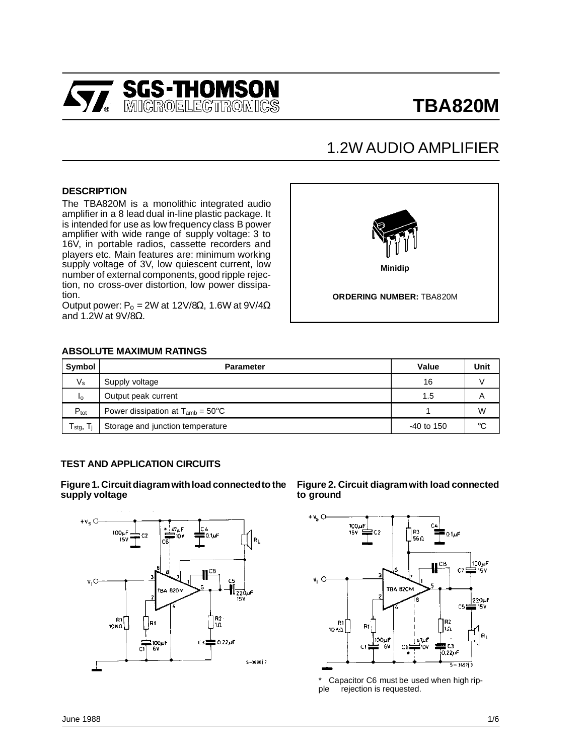# TBA820M

## 1.2W AUDIO AMPLIFIER

### DESCRIPTION

The TBA820M is a monolithic integrated audio amplifier in a 8 lead dual in-line plastic package. It is intended for use as low frequency class B power amplifier with wide range of supply voltage: 3 to 16V, in portable radios, cassette recorders and players etc. Main features are: minimum working supply voltage of 3V, low quiescent current, low number of external components, good ripple rejection, no cross-over distortion, low power dissipation.

Output power: $P_o$ = 2W at 12V/8Ω, 1.6W at 9V/4Ω and 1.2W at 9V/8Ω.

Minidip

**ORDERING NUMBER:** TBA820M

### ABSOLUTE MAXIMUM RATINGS

| Symbol | Parameter | Value | Unit |
|---|---|---|---|
| $V_s$ | Supply voltage | 16 | V |
| $I_o$ | Output peak current | 1.5 | A |
| $P_{tot}$ | Power dissipation at $T_{amb}$ = 50°C | 1 | W |
| $T_{stg}$, $T_j$ | Storage and junction temperature | -40 to 150 | °C |

### TEST AND APPLICATION CIRCUITS

**Figure 1. Circuit diagram with load connected to the supply voltage**

**Figure 2. Circuit diagram with load connected to ground**

\* Capacitor C6 must be used when high ripple rejection is requested.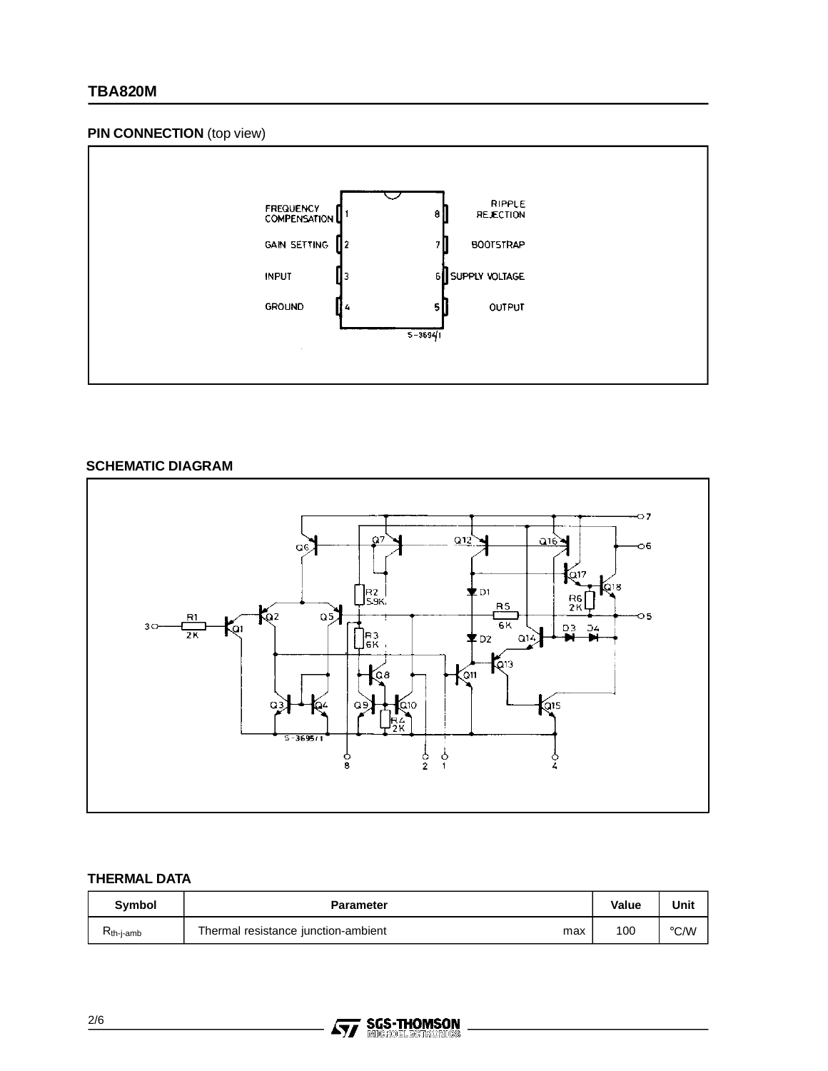## PIN CONNECTION (top view)

## SCHEMATIC DIAGRAM

## THERMAL DATA

| Symbol | Parameter | | Value | Unit |
|---|---|---|---|---|
| $R_{th\text{-}j\text{-}amb}$ | Thermal resistance junction-ambient | max | 100 | °C/W |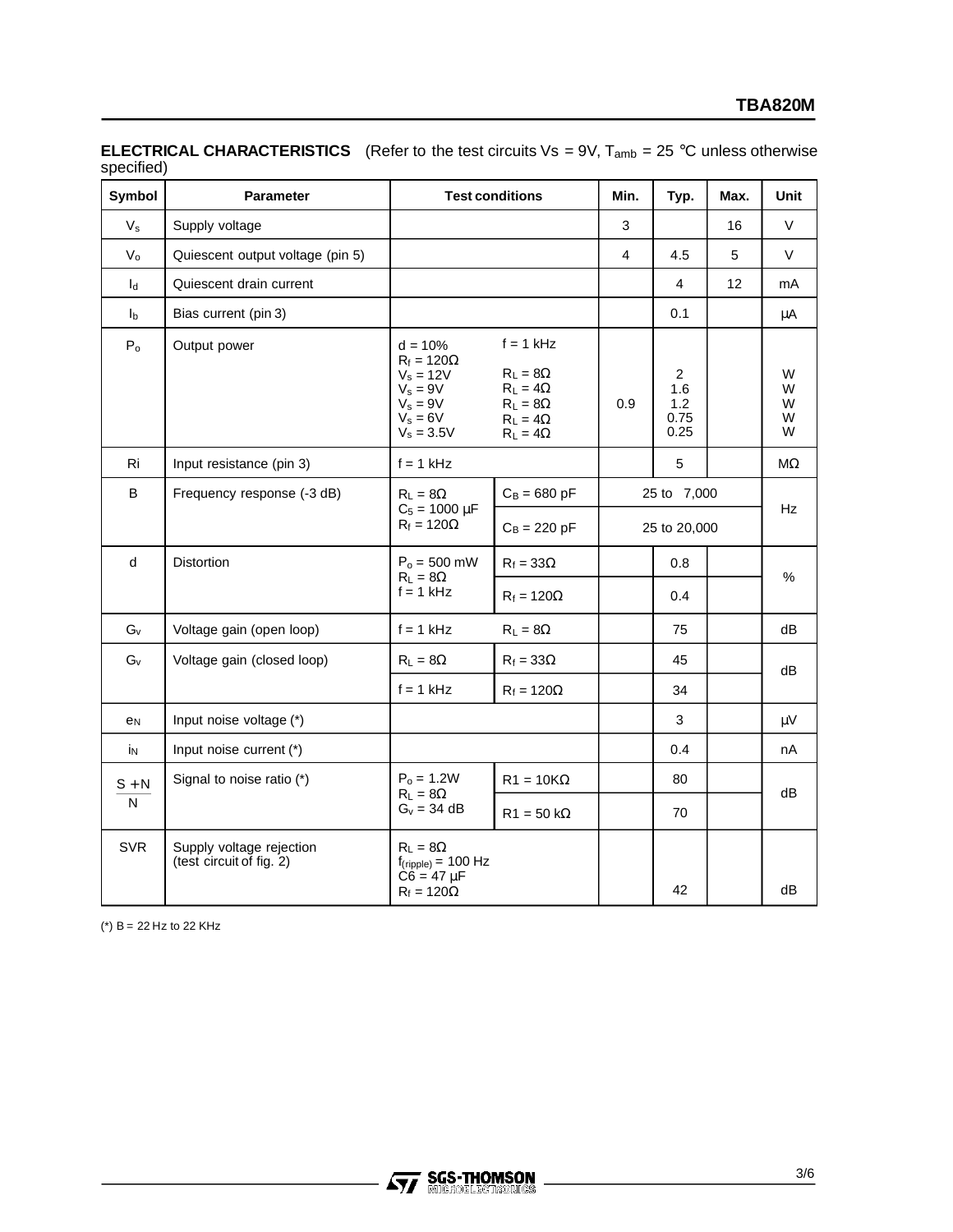**ELECTRICAL CHARACTERISTICS** (Refer to the test circuits Vs = 9V, $T_{amb}$ = 25 °C unless otherwise specified)

| Symbol | Parameter | Test conditions | | Min. | Typ. | Max. | Unit |
|---|---|---|---|---|---|---|---|
| $V_s$ | Supply voltage | | | 3 | | 16 | V |
| $V_o$ | Quiescent output voltage (pin 5) | | | 4 | 4.5 | 5 | V |
| $I_d$ | Quiescent drain current | | | | 4 | 12 | mA |
| $I_b$ | Bias current (pin 3) | | | | 0.1 | | µA |
| $P_o$ | Output power | d = 10%<br>$R_f$ = 120Ω<br>$V_s$ = 12V<br>$V_s$ = 9V<br>$V_s$ = 9V<br>$V_s$ = 6V<br>$V_s$ = 3.5V | f = 1 kHz<br><br>$R_L$ = 8Ω<br>$R_L$ = 4Ω<br>$R_L$ = 8Ω<br>$R_L$ = 4Ω<br>$R_L$ = 4Ω | 0.9 | 2<br>1.6<br>1.2<br>0.75<br>0.25 | | W<br>W<br>W<br>W<br>W |
| Ri | Input resistance (pin 3) | f = 1 kHz | | | 5 | | MΩ |
| B | Frequency response (-3 dB) | $R_L$ = 8Ω<br>$C_5$ = 1000 µF<br>$R_f$ = 120Ω | $C_B$ = 680 pF | | 25 to 7,000 | | Hz |
| | | | $C_B$ = 220 pF | | 25 to 20,000 | | |
| d | Distortion | $P_o$ = 500 mW<br>$R_L$ = 8Ω<br>f = 1 kHz | $R_f$ = 33Ω | | 0.8 | | % |
| | | | $R_f$ = 120Ω | | 0.4 | | |
| $G_v$ | Voltage gain (open loop) | f = 1 kHz | $R_L$ = 8Ω | | 75 | | dB |
| $G_v$ | Voltage gain (closed loop) | $R_L$ = 8Ω | $R_f$ = 33Ω | | 45 | | dB |
| | | f = 1 kHz | $R_f$ = 120Ω | | 34 | | |
| $e_N$ | Input noise voltage (*) | | | | 3 | | µV |
| $i_N$ | Input noise current (*) | | | | 0.4 | | nA |
| $\frac{S+N}{N}$ | Signal to noise ratio (*) | $P_o$ = 1.2W<br>$R_L$ = 8Ω<br>$G_v$ = 34 dB | R1 = 10KΩ | | 80 | | dB |
| | | | R1 = 50 kΩ | | 70 | | |
| SVR | Supply voltage rejection (test circuit of fig. 2) | $R_L$ = 8Ω<br>$f_{(ripple)}$ = 100 Hz<br>C6 = 47 µF<br>$R_f$ = 120Ω | | | 42 | | dB |

(*) B = 22 Hz to 22 KHz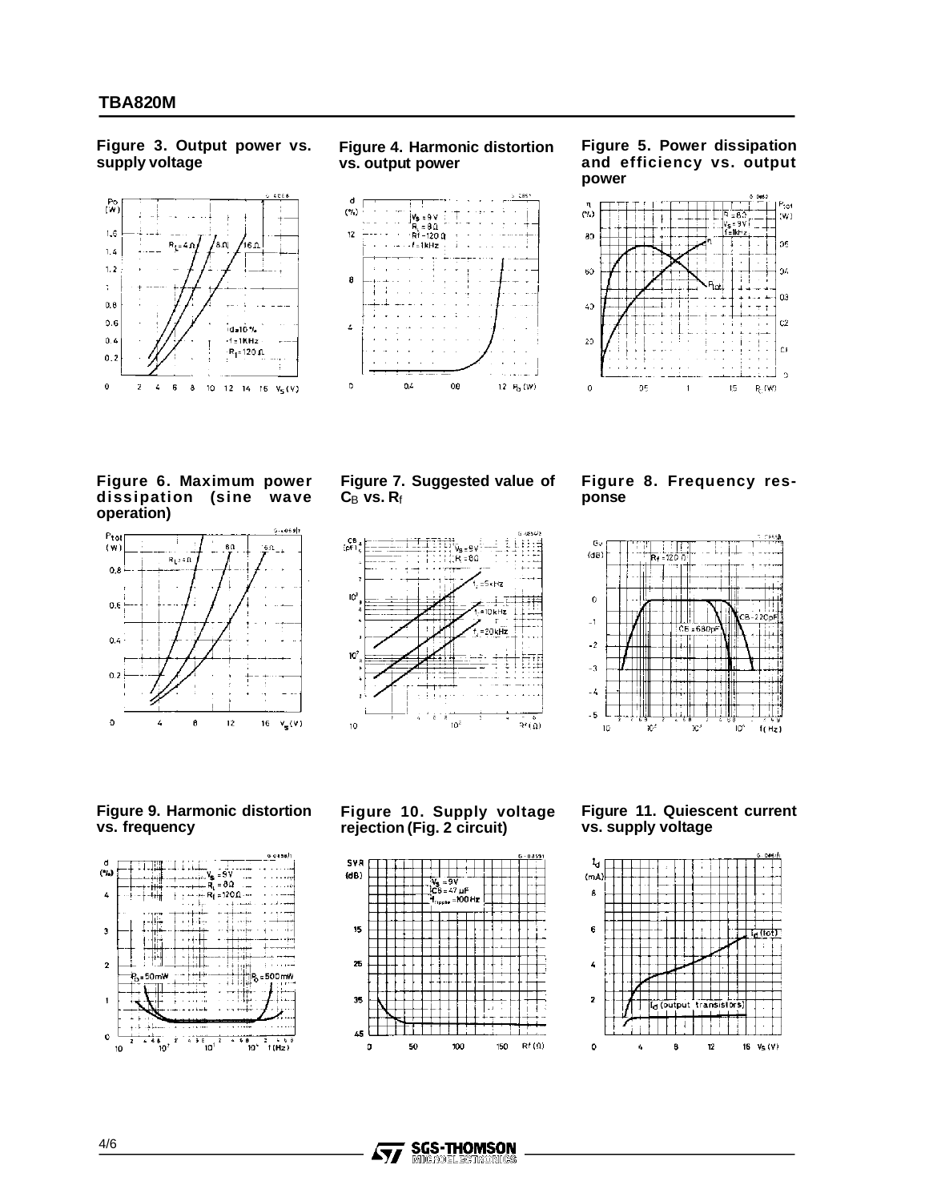**Figure 3. Output power vs. supply voltage**

**Figure 4. Harmonic distortion vs. output power**

**Figure 5. Power dissipation and efficiency vs. output power**

**Figure 6. Maximum power dissipation (sine wave operation)**

**Figure 7. Suggested value of $C_B$ vs. $R_f$**

**Figure 8. Frequency response**

**Figure 9. Harmonic distortion vs. frequency**

**Figure 10. Supply voltage rejection (Fig. 2 circuit)**

**Figure 11. Quiescent current vs. supply voltage**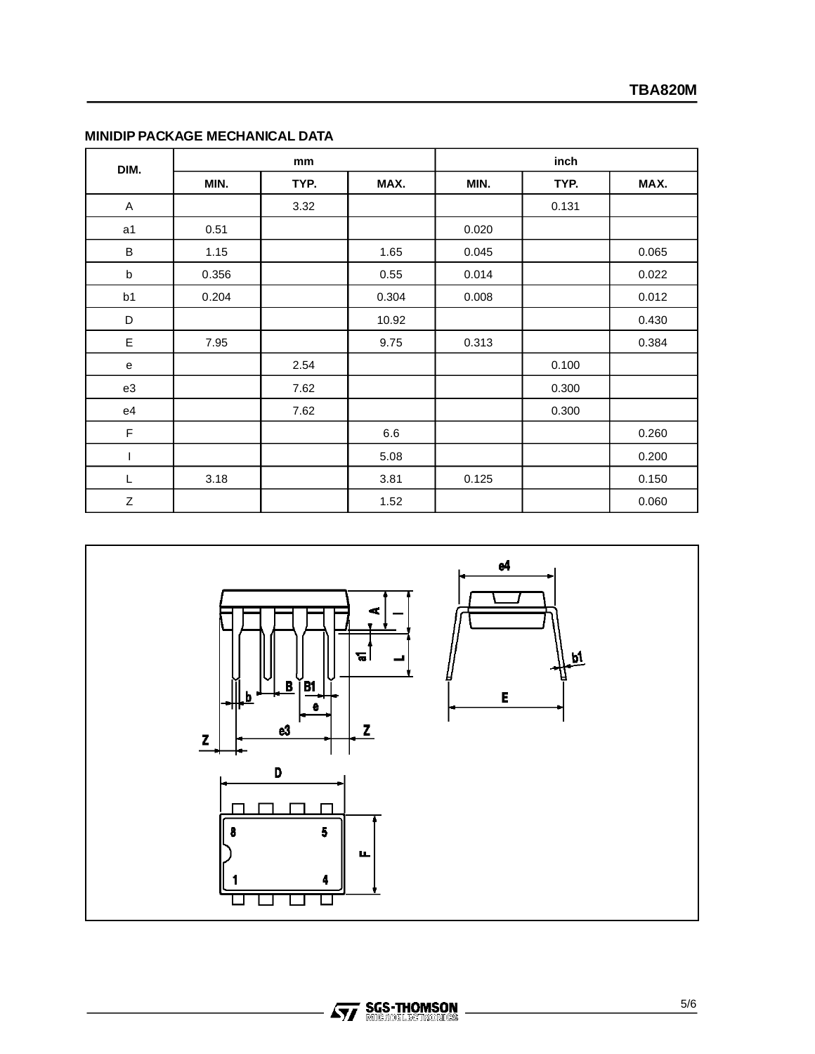## MINIDIP PACKAGE MECHANICAL DATA

| DIM. | mm | | | inch | | |
|---|---|---|---|---|---|---|
| | MIN. | TYP. | MAX. | MIN. | TYP. | MAX. |
| A | | 3.32 | | | 0.131 | |
| a1 | 0.51 | | | 0.020 | | |
| B | 1.15 | | 1.65 | 0.045 | | 0.065 |
| b | 0.356 | | 0.55 | 0.014 | | 0.022 |
| b1 | 0.204 | | 0.304 | 0.008 | | 0.012 |
| D | | | 10.92 | | | 0.430 |
| E | 7.95 | | 9.75 | 0.313 | | 0.384 |
| e | | 2.54 | | | 0.100 | |
| e3 | | 7.62 | | | 0.300 | |
| e4 | | 7.62 | | | 0.300 | |
| F | | | 6.6 | | | 0.260 |
| I | | | 5.08 | | | 0.200 |
| L | 3.18 | | 3.81 | 0.125 | | 0.150 |
| Z | | | 1.52 | | | 0.060 |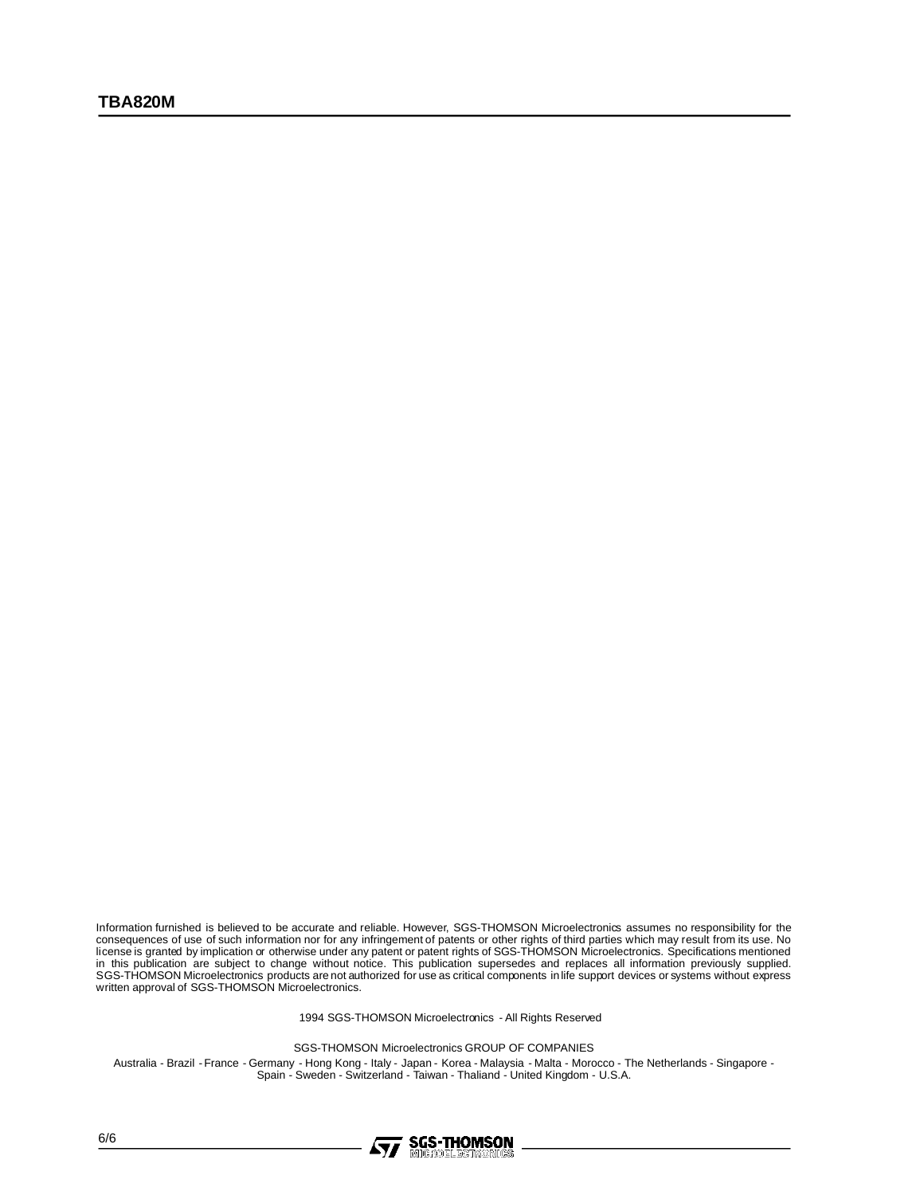Information furnished is believed to be accurate and reliable. However, SGS-THOMSON Microelectronics assumes no responsibility for the consequences of use of such information nor for any infringement of patents or other rights of third parties which may result from its use. No license is granted by implication or otherwise under any patent or patent rights of SGS-THOMSON Microelectronics. Specifications mentioned in this publication are subject to change without notice. This publication supersedes and replaces all information previously supplied. SGS-THOMSON Microelectronics products are not authorized for use as critical components in life support devices or systems without express written approval of SGS-THOMSON Microelectronics.

1994 SGS-THOMSON Microelectronics - All Rights Reserved

SGS-THOMSON Microelectronics GROUP OF COMPANIES

Australia - Brazil - France - Germany - Hong Kong - Italy - Japan - Korea - Malaysia - Malta - Morocco - The Netherlands - Singapore - Spain - Sweden - Switzerland - Taiwan - Thaliand - United Kingdom - U.S.A.